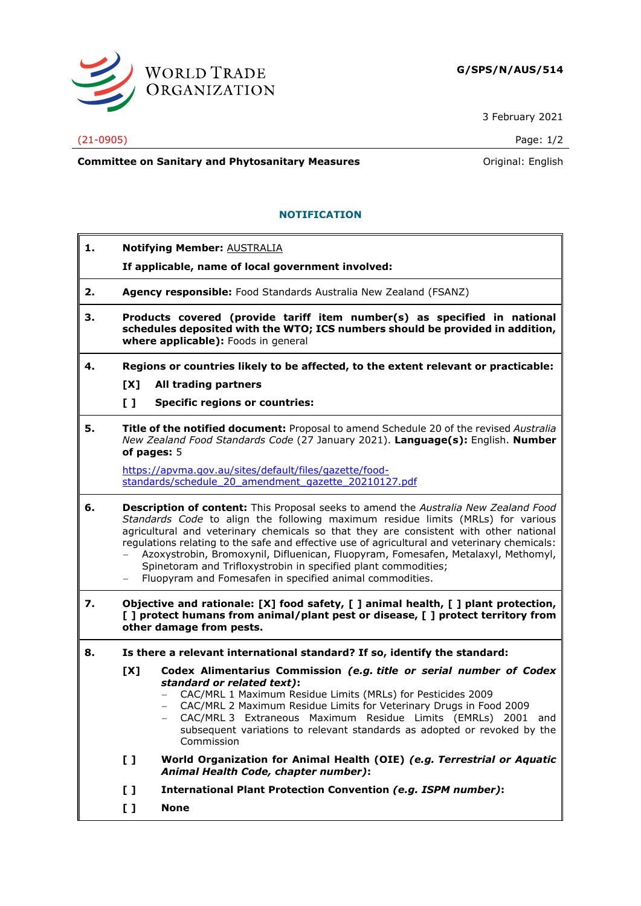WORLD TRADE ORGANIZATION

**G/SPS/N/AUS/514**

3 February 2021

(21-0905)

**Committee on Sanitary and Phytosanitary Measures**

Original: English

## NOTIFICATION

**1. Notifying Member:** AUSTRALIA

**If applicable, name of local government involved:**

**2. Agency responsible:** Food Standards Australia New Zealand (FSANZ)

**3. Products covered (provide tariff item number(s) as specified in national schedules deposited with the WTO; ICS numbers should be provided in addition, where applicable):** Foods in general

**4. Regions or countries likely to be affected, to the extent relevant or practicable:**

**[X] All trading partners**

**[ ] Specific regions or countries:**

**5. Title of the notified document:** Proposal to amend Schedule 20 of the revised *Australia New Zealand Food Standards Code* (27 January 2021). **Language(s):** English. **Number of pages:** 5

https://apvma.gov.au/sites/default/files/gazette/food-standards/schedule_20_amendment_gazette_20210127.pdf

**6. Description of content:** This Proposal seeks to amend the *Australia New Zealand Food Standards Code* to align the following maximum residue limits (MRLs) for various agricultural and veterinary chemicals so that they are consistent with other national regulations relating to the safe and effective use of agricultural and veterinary chemicals:

- Azoxystrobin, Bromoxynil, Diflufenican, Fluopyram, Fomesafen, Metalaxyl, Methomyl, Spinetoram and Trifloxystrobin in specified plant commodities;
- Fluopyram and Fomesafen in specified animal commodities.

**7. Objective and rationale: [X] food safety, [ ] animal health, [ ] plant protection, [ ] protect humans from animal/plant pest or disease, [ ] protect territory from other damage from pests.**

**8. Is there a relevant international standard? If so, identify the standard:**

**[X] Codex Alimentarius Commission** ***(e.g. title or serial number of Codex standard or related text)*****:**

- CAC/MRL 1 Maximum Residue Limits (MRLs) for Pesticides 2009
- CAC/MRL 2 Maximum Residue Limits for Veterinary Drugs in Food 2009
- CAC/MRL 3 Extraneous Maximum Residue Limits (EMRLs) 2001 and subsequent variations to relevant standards as adopted or revoked by the Commission

**[ ] World Organization for Animal Health (OIE)** ***(e.g. Terrestrial or Aquatic Animal Health Code, chapter number)*****:**

**[ ] International Plant Protection Convention** ***(e.g. ISPM number)*****:**

**[ ] None**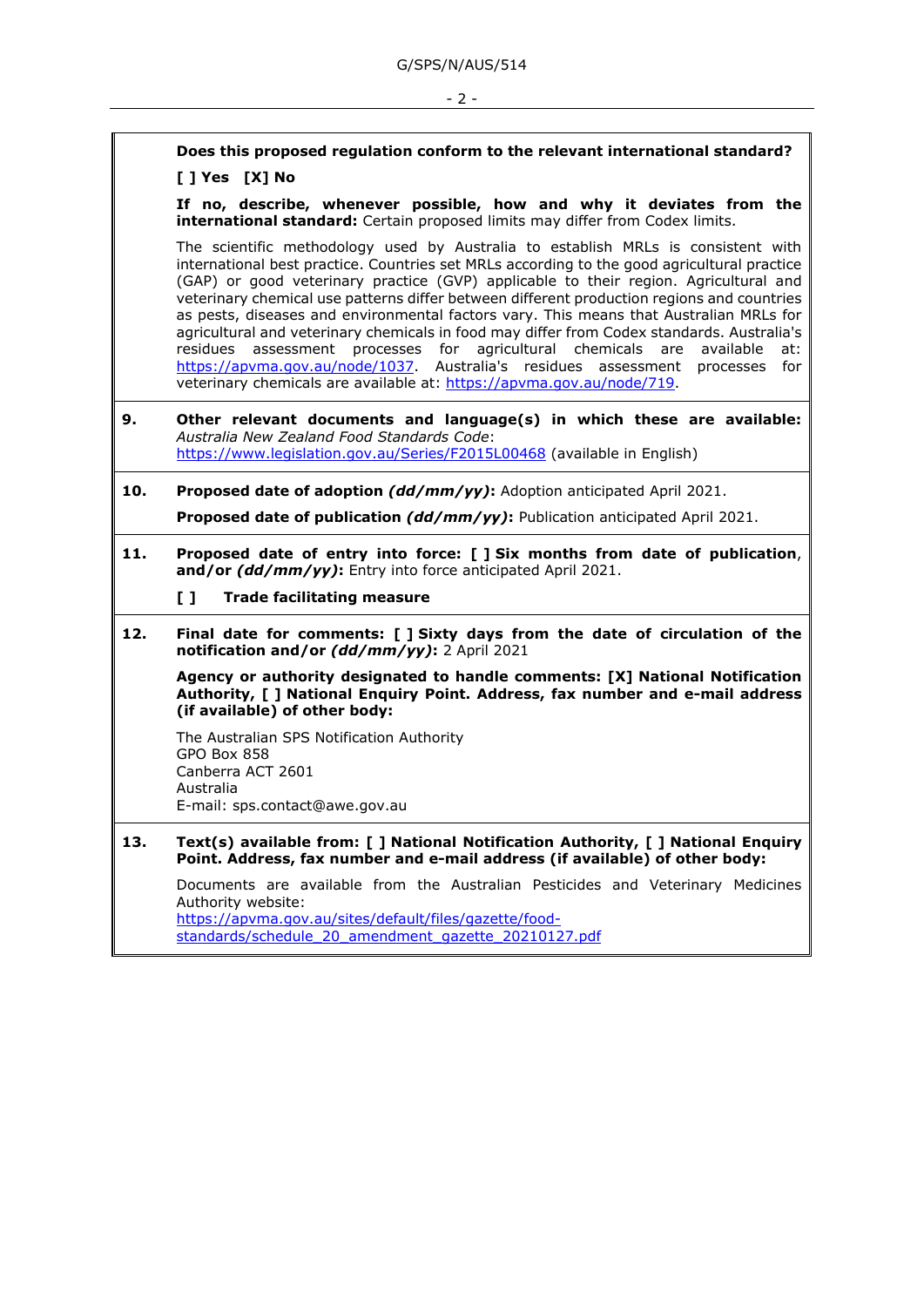**Does this proposed regulation conform to the relevant international standard?**

**[ ] Yes [X] No**

**If no, describe, whenever possible, how and why it deviates from the international standard:** Certain proposed limits may differ from Codex limits.

The scientific methodology used by Australia to establish MRLs is consistent with international best practice. Countries set MRLs according to the good agricultural practice (GAP) or good veterinary practice (GVP) applicable to their region. Agricultural and veterinary chemical use patterns differ between different production regions and countries as pests, diseases and environmental factors vary. This means that Australian MRLs for agricultural and veterinary chemicals in food may differ from Codex standards. Australia's residues assessment processes for agricultural chemicals are available at: https://apvma.gov.au/node/1037. Australia's residues assessment processes for veterinary chemicals are available at: https://apvma.gov.au/node/719.

**9. Other relevant documents and language(s) in which these are available:** *Australia New Zealand Food Standards Code*: https://www.legislation.gov.au/Series/F2015L00468 (available in English)

**10. Proposed date of adoption *(dd/mm/yy)*:** Adoption anticipated April 2021.

**Proposed date of publication *(dd/mm/yy)*:** Publication anticipated April 2021.

**11. Proposed date of entry into force: [ ] Six months from date of publication, and/or *(dd/mm/yy)*:** Entry into force anticipated April 2021.

**[ ] Trade facilitating measure**

**12. Final date for comments: [ ] Sixty days from the date of circulation of the notification and/or *(dd/mm/yy)*:** 2 April 2021

**Agency or authority designated to handle comments: [X] National Notification Authority, [ ] National Enquiry Point. Address, fax number and e-mail address (if available) of other body:**

The Australian SPS Notification Authority
GPO Box 858
Canberra ACT 2601
Australia
E-mail: sps.contact@awe.gov.au

**13. Text(s) available from: [ ] National Notification Authority, [ ] National Enquiry Point. Address, fax number and e-mail address (if available) of other body:**

Documents are available from the Australian Pesticides and Veterinary Medicines Authority website:
https://apvma.gov.au/sites/default/files/gazette/food-standards/schedule_20_amendment_gazette_20210127.pdf